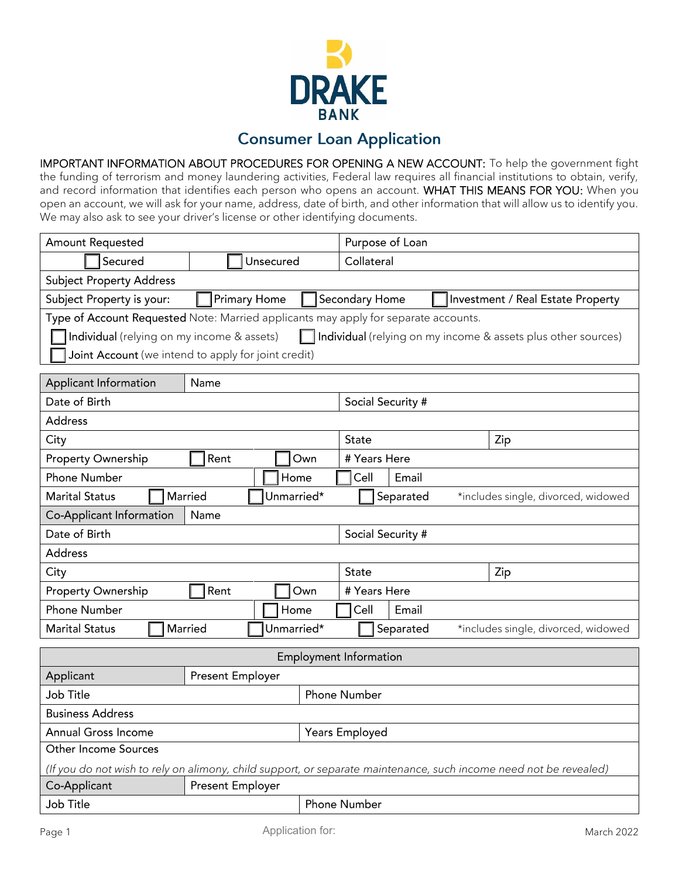# DRAKE BANK

## Consumer Loan Application

**IMPORTANT INFORMATION ABOUT PROCEDURES FOR OPENING A NEW ACCOUNT:** To help the government fight the funding of terrorism and money laundering activities, Federal law requires all financial institutions to obtain, verify, and record information that identifies each person who opens an account. **WHAT THIS MEANS FOR YOU:** When you open an account, we will ask for your name, address, date of birth, and other information that will allow us to identify you. We may also ask to see your driver's license or other identifying documents.

| Amount Requested | | Purpose of Loan | |
|---|---|---|---|
| ☐ Secured | ☐ Unsecured | Collateral | |
| Subject Property Address | | | |
| Subject Property is your: | ☐ Primary Home | ☐ Secondary Home | ☐ Investment / Real Estate Property |

**Type of Account Requested** Note: Married applicants may apply for separate accounts.

- ☐ **Individual** (relying on my income & assets)
- ☐ **Individual** (relying on my income & assets plus other sources)
- ☐ **Joint Account** (we intend to apply for joint credit)

| Applicant Information | Name | | | |
|---|---|---|---|---|
| Date of Birth | | Social Security # | | |
| Address | | | | |
| City | | State | | Zip |
| Property Ownership | ☐ Rent ☐ Own | # Years Here | | |
| Phone Number | ☐ Home | ☐ Cell | Email | |
| Marital Status | ☐ Married | ☐ Unmarried* | ☐ Separated | *includes single, divorced, widowed |
| **Co-Applicant Information** | Name | | | |
| Date of Birth | | Social Security # | | |
| Address | | | | |
| City | | State | | Zip |
| Property Ownership | ☐ Rent ☐ Own | # Years Here | | |
| Phone Number | ☐ Home | ☐ Cell | Email | |
| Marital Status | ☐ Married | ☐ Unmarried* | ☐ Separated | *includes single, divorced, widowed |

| Employment Information | | |
|---|---|---|
| Applicant | Present Employer | |
| Job Title | | Phone Number |
| Business Address | | |
| Annual Gross Income | | Years Employed |
| Other Income Sources *(If you do not wish to rely on alimony, child support, or separate maintenance, such income need not be revealed)* | | |
| Co-Applicant | Present Employer | |
| Job Title | | Phone Number |

Application for:

March 2022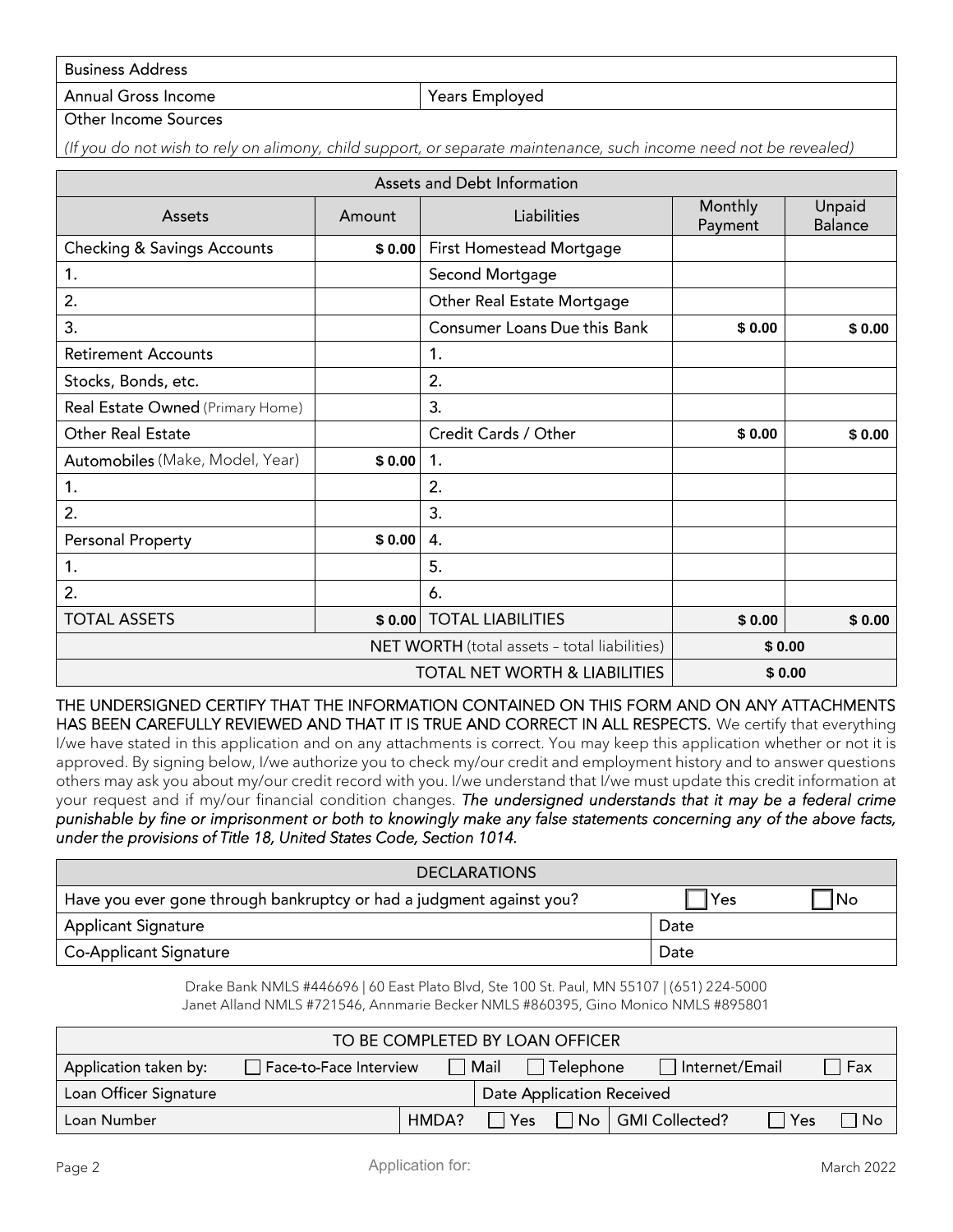| | |
|---|---|
| Business Address | |
| Annual Gross Income | Years Employed |
| Other Income Sources<br>*(If you do not wish to rely on alimony, child support, or separate maintenance, such income need not be revealed)* | |

| Assets and Debt Information | | | | |
|---|---|---|---|---|
| Assets | Amount | Liabilities | Monthly Payment | Unpaid Balance |
| Checking & Savings Accounts | $ 0.00 | First Homestead Mortgage | | |
| 1. | | Second Mortgage | | |
| 2. | | Other Real Estate Mortgage | | |
| 3. | | Consumer Loans Due this Bank | $ 0.00 | $ 0.00 |
| Retirement Accounts | | 1. | | |
| Stocks, Bonds, etc. | | 2. | | |
| Real Estate Owned (Primary Home) | | 3. | | |
| Other Real Estate | | Credit Cards / Other | $ 0.00 | $ 0.00 |
| Automobiles (Make, Model, Year) | $ 0.00 | 1. | | |
| 1. | | 2. | | |
| 2. | | 3. | | |
| Personal Property | $ 0.00 | 4. | | |
| 1. | | 5. | | |
| 2. | | 6. | | |
| TOTAL ASSETS | $ 0.00 | TOTAL LIABILITIES | $ 0.00 | $ 0.00 |
| | | NET WORTH (total assets – total liabilities) | $ 0.00 | |
| | | TOTAL NET WORTH & LIABILITIES | $ 0.00 | |

**THE UNDERSIGNED CERTIFY THAT THE INFORMATION CONTAINED ON THIS FORM AND ON ANY ATTACHMENTS HAS BEEN CAREFULLY REVIEWED AND THAT IT IS TRUE AND CORRECT IN ALL RESPECTS.** We certify that everything I/we have stated in this application and on any attachments is correct. You may keep this application whether or not it is approved. By signing below, I/we authorize you to check my/our credit and employment history and to answer questions others may ask you about my/our credit record with you. I/we understand that I/we must update this credit information at your request and if my/our financial condition changes. ***The undersigned understands that it may be a federal crime punishable by fine or imprisonment or both to knowingly make any false statements concerning any of the above facts, under the provisions of Title 18, United States Code, Section 1014.***

| DECLARATIONS | | |
|---|---|---|
| Have you ever gone through bankruptcy or had a judgment against you? | ☐ Yes | ☐ No |
| Applicant Signature | Date | |
| Co-Applicant Signature | Date | |

Drake Bank NMLS #446696 | 60 East Plato Blvd, Ste 100 St. Paul, MN 55107 | (651) 224-5000
Janet Alland NMLS #721546, Annmarie Becker NMLS #860395, Gino Monico NMLS #895801

| TO BE COMPLETED BY LOAN OFFICER | | |
|---|---|---|
| Application taken by: ☐ Face-to-Face Interview ☐ Mail ☐ Telephone ☐ Internet/Email ☐ Fax | | |
| Loan Officer Signature | Date Application Received | |
| Loan Number | HMDA? ☐ Yes ☐ No | GMI Collected? ☐ Yes ☐ No |

Application for:

March 2022